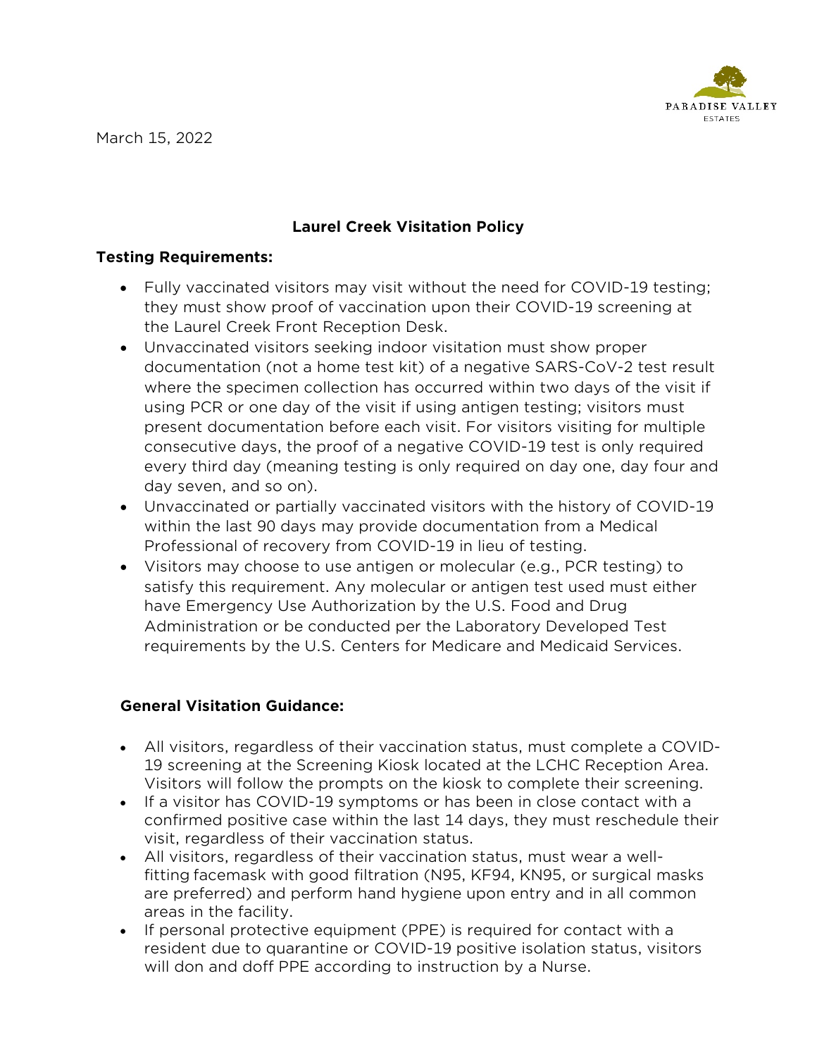PARADISE VALLEY ESTATES

March 15, 2022

## Laurel Creek Visitation Policy

### Testing Requirements:

- Fully vaccinated visitors may visit without the need for COVID-19 testing; they must show proof of vaccination upon their COVID-19 screening at the Laurel Creek Front Reception Desk.
- Unvaccinated visitors seeking indoor visitation must show proper documentation (not a home test kit) of a negative SARS-CoV-2 test result where the specimen collection has occurred within two days of the visit if using PCR or one day of the visit if using antigen testing; visitors must present documentation before each visit. For visitors visiting for multiple consecutive days, the proof of a negative COVID-19 test is only required every third day (meaning testing is only required on day one, day four and day seven, and so on).
- Unvaccinated or partially vaccinated visitors with the history of COVID-19 within the last 90 days may provide documentation from a Medical Professional of recovery from COVID-19 in lieu of testing.
- Visitors may choose to use antigen or molecular (e.g., PCR testing) to satisfy this requirement. Any molecular or antigen test used must either have Emergency Use Authorization by the U.S. Food and Drug Administration or be conducted per the Laboratory Developed Test requirements by the U.S. Centers for Medicare and Medicaid Services.

### General Visitation Guidance:

- All visitors, regardless of their vaccination status, must complete a COVID-19 screening at the Screening Kiosk located at the LCHC Reception Area. Visitors will follow the prompts on the kiosk to complete their screening.
- If a visitor has COVID-19 symptoms or has been in close contact with a confirmed positive case within the last 14 days, they must reschedule their visit, regardless of their vaccination status.
- All visitors, regardless of their vaccination status, must wear a well-fitting facemask with good filtration (N95, KF94, KN95, or surgical masks are preferred) and perform hand hygiene upon entry and in all common areas in the facility.
- If personal protective equipment (PPE) is required for contact with a resident due to quarantine or COVID-19 positive isolation status, visitors will don and doff PPE according to instruction by a Nurse.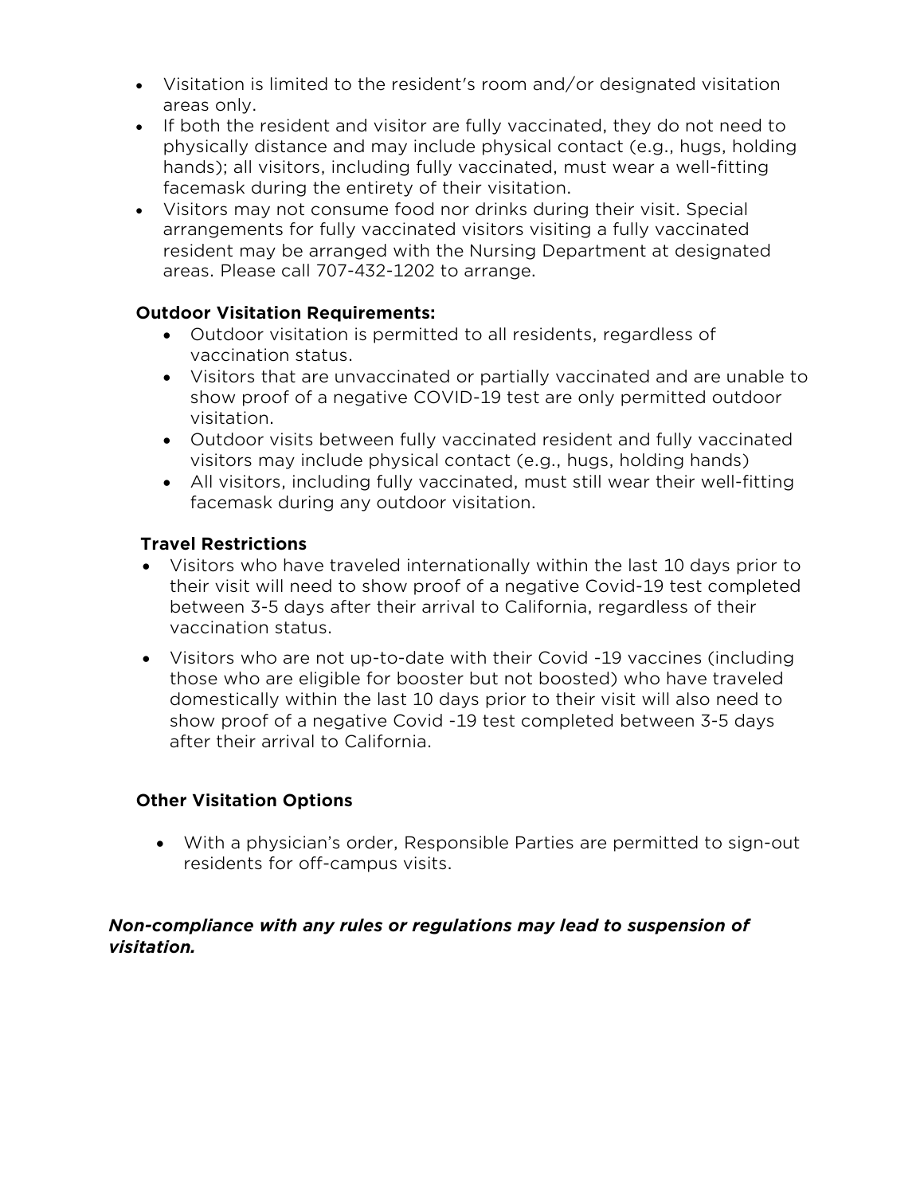- Visitation is limited to the resident's room and/or designated visitation areas only.
- If both the resident and visitor are fully vaccinated, they do not need to physically distance and may include physical contact (e.g., hugs, holding hands); all visitors, including fully vaccinated, must wear a well-fitting facemask during the entirety of their visitation.
- Visitors may not consume food nor drinks during their visit. Special arrangements for fully vaccinated visitors visiting a fully vaccinated resident may be arranged with the Nursing Department at designated areas. Please call 707-432-1202 to arrange.

**Outdoor Visitation Requirements:**

- Outdoor visitation is permitted to all residents, regardless of vaccination status.
- Visitors that are unvaccinated or partially vaccinated and are unable to show proof of a negative COVID-19 test are only permitted outdoor visitation.
- Outdoor visits between fully vaccinated resident and fully vaccinated visitors may include physical contact (e.g., hugs, holding hands)
- All visitors, including fully vaccinated, must still wear their well-fitting facemask during any outdoor visitation.

**Travel Restrictions**

- Visitors who have traveled internationally within the last 10 days prior to their visit will need to show proof of a negative Covid-19 test completed between 3-5 days after their arrival to California, regardless of their vaccination status.
- Visitors who are not up-to-date with their Covid -19 vaccines (including those who are eligible for booster but not boosted) who have traveled domestically within the last 10 days prior to their visit will also need to show proof of a negative Covid -19 test completed between 3-5 days after their arrival to California.

**Other Visitation Options**

- With a physician's order, Responsible Parties are permitted to sign-out residents for off-campus visits.

***Non-compliance with any rules or regulations may lead to suspension of visitation.***